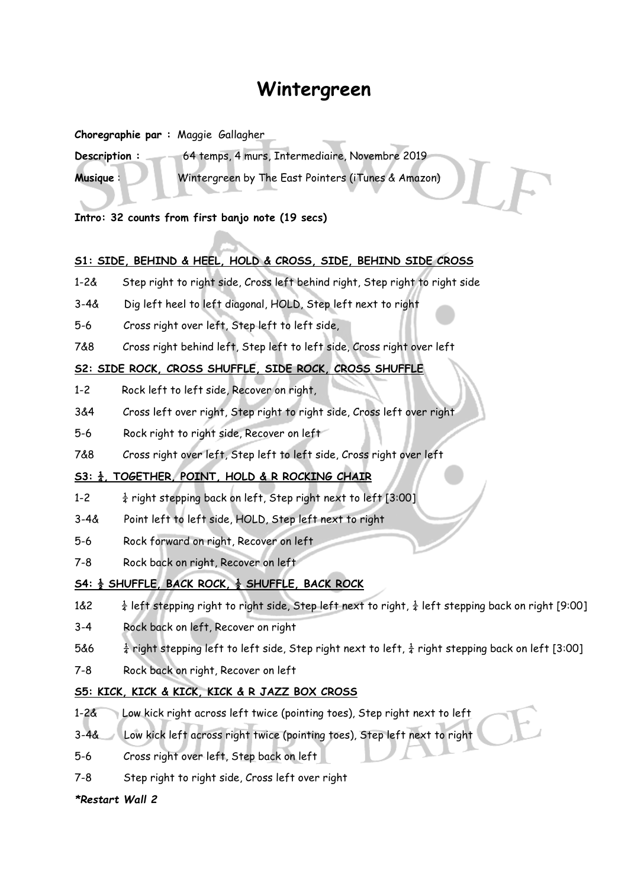# Wintergreen

**Choregraphie par :** Maggie Gallagher

**Description :** 64 temps, 4 murs, Intermediaire, Novembre 2019

**Musique** : Wintergreen by The East Pointers (iTunes & Amazon)

**Intro: 32 counts from first banjo note (19 secs)**

**S1: SIDE, BEHIND & HEEL, HOLD & CROSS, SIDE, BEHIND SIDE CROSS**

1-2& Step right to right side, Cross left behind right, Step right to right side

3-4& Dig left heel to left diagonal, HOLD, Step left next to right

5-6 Cross right over left, Step left to left side,

7&8 Cross right behind left, Step left to left side, Cross right over left

**S2: SIDE ROCK, CROSS SHUFFLE, SIDE ROCK, CROSS SHUFFLE**

1-2 Rock left to left side, Recover on right,

3&4 Cross left over right, Step right to right side, Cross left over right

5-6 Rock right to right side, Recover on left

7&8 Cross right over left, Step left to left side, Cross right over left

**S3: ¼, TOGETHER, POINT, HOLD & R ROCKING CHAIR**

1-2 ¼ right stepping back on left, Step right next to left [3:00]

3-4& Point left to left side, HOLD, Step left next to right

5-6 Rock forward on right, Recover on left

7-8 Rock back on right, Recover on left

**S4: ½ SHUFFLE, BACK ROCK, ½ SHUFFLE, BACK ROCK**

1&2 ¼ left stepping right to right side, Step left next to right, ¼ left stepping back on right [9:00]

3-4 Rock back on left, Recover on right

5&6 ¼ right stepping left to left side, Step right next to left, ¼ right stepping back on left [3:00]

7-8 Rock back on right, Recover on left

**S5: KICK, KICK & KICK, KICK & R JAZZ BOX CROSS**

1-2& Low kick right across left twice (pointing toes), Step right next to left

3-4& Low kick left across right twice (pointing toes), Step left next to right

5-6 Cross right over left, Step back on left

7-8 Step right to right side, Cross left over right

***Restart Wall 2**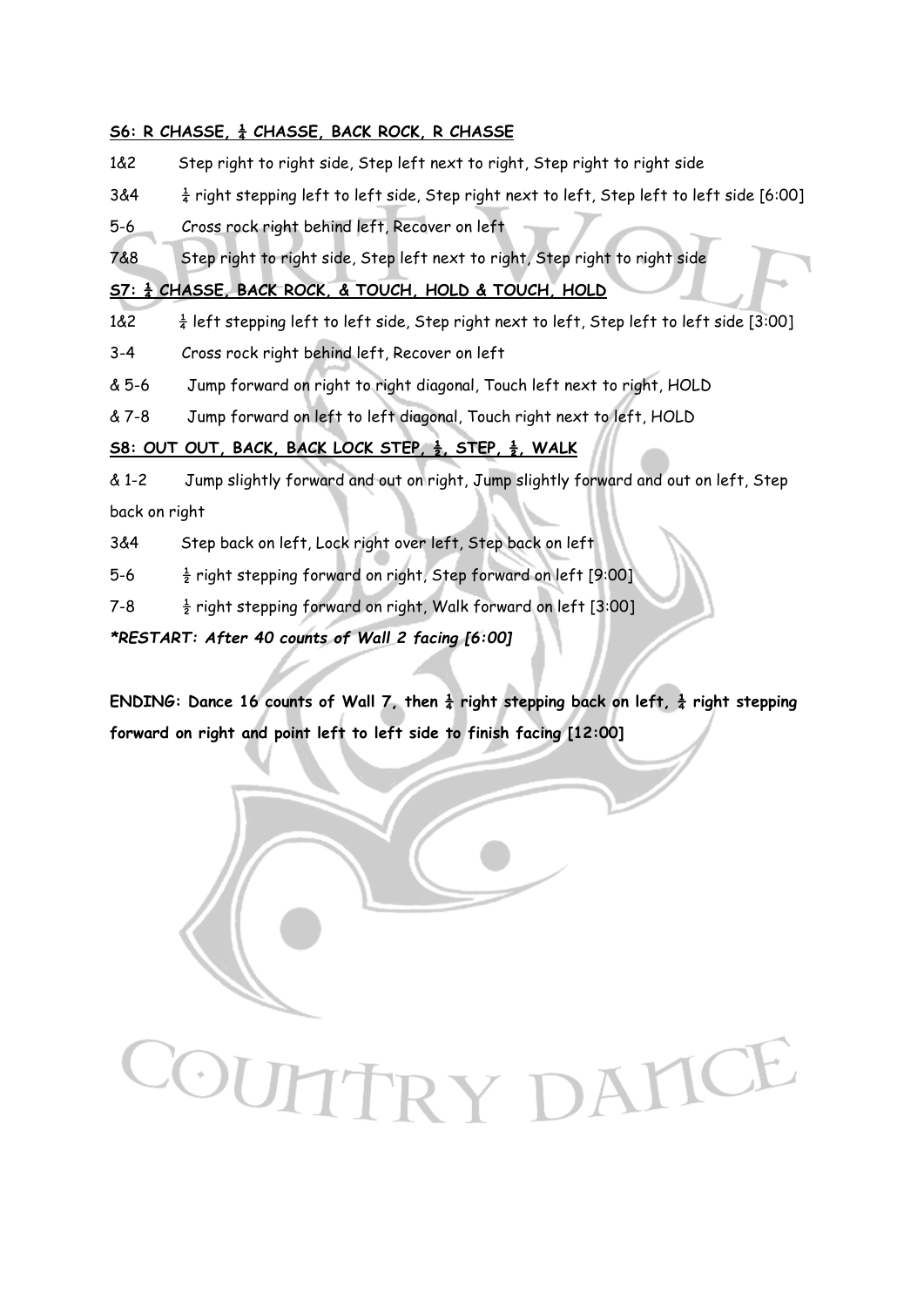**S6: R CHASSE, ¼ CHASSE, BACK ROCK, R CHASSE**

1&2 Step right to right side, Step left next to right, Step right to right side

3&4 ¼ right stepping left to left side, Step right next to left, Step left to left side [6:00]

5-6 Cross rock right behind left, Recover on left

7&8 Step right to right side, Step left next to right, Step right to right side

**S7: ¼ CHASSE, BACK ROCK, & TOUCH, HOLD & TOUCH, HOLD**

1&2 ¼ left stepping left to left side, Step right next to left, Step left to left side [3:00]

3-4 Cross rock right behind left, Recover on left

& 5-6 Jump forward on right to right diagonal, Touch left next to right, HOLD

& 7-8 Jump forward on left to left diagonal, Touch right next to left, HOLD

**S8: OUT OUT, BACK, BACK LOCK STEP, ½, STEP, ½, WALK**

& 1-2 Jump slightly forward and out on right, Jump slightly forward and out on left, Step back on right

3&4 Step back on left, Lock right over left, Step back on left

5-6 ½ right stepping forward on right, Step forward on left [9:00]

7-8 ½ right stepping forward on right, Walk forward on left [3:00]

***RESTART: After 40 counts of Wall 2 facing [6:00]***

**ENDING: Dance 16 counts of Wall 7, then ¼ right stepping back on left, ¼ right stepping forward on right and point left to left side to finish facing [12:00]**